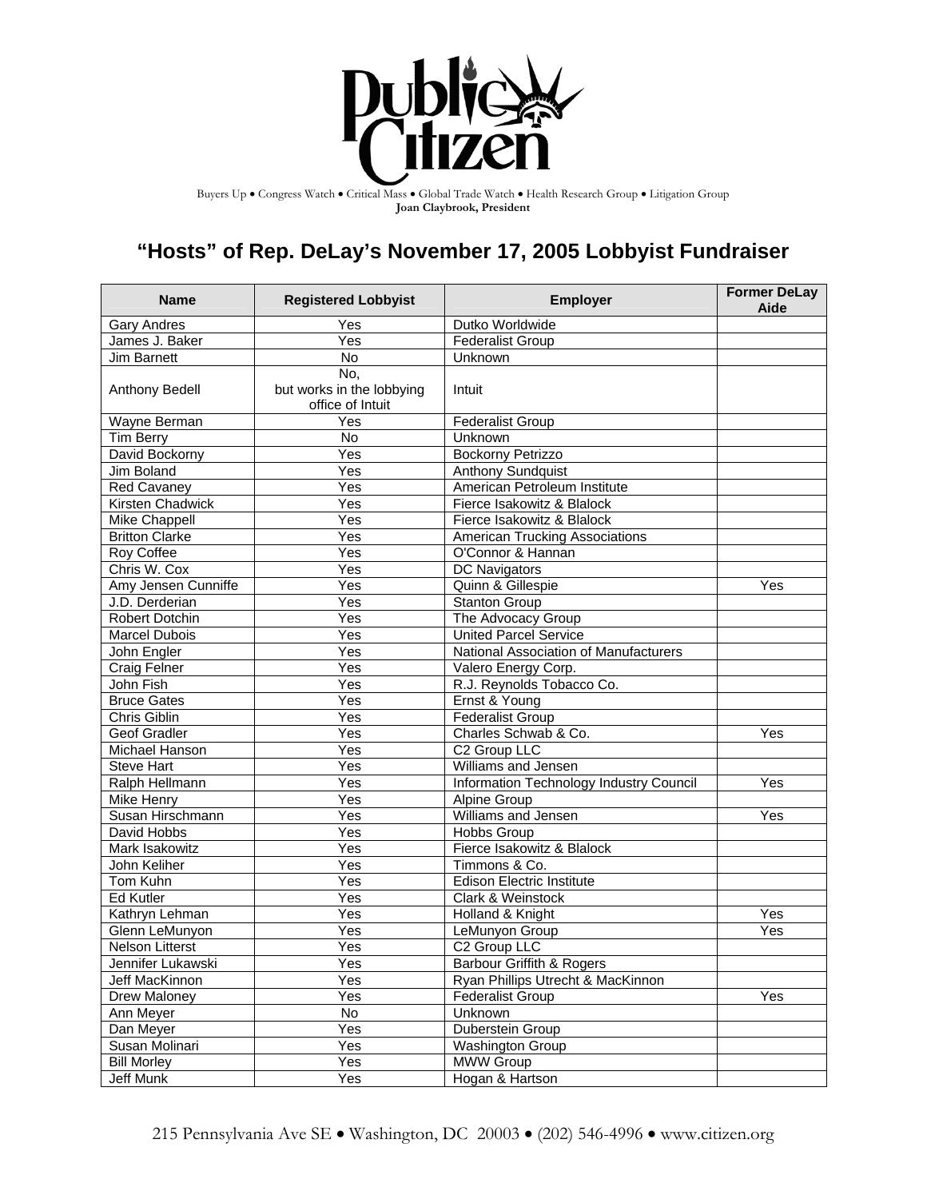Public Citizen

Buyers Up • Congress Watch • Critical Mass • Global Trade Watch • Health Research Group • Litigation Group

**Joan Claybrook, President**

# "Hosts" of Rep. DeLay's November 17, 2005 Lobbyist Fundraiser

| Name | Registered Lobbyist | Employer | Former DeLay Aide |
|---|---|---|---|
| Gary Andres | Yes | Dutko Worldwide | |
| James J. Baker | Yes | Federalist Group | |
| Jim Barnett | No | Unknown | |
| Anthony Bedell | No, but works in the lobbying office of Intuit | Intuit | |
| Wayne Berman | Yes | Federalist Group | |
| Tim Berry | No | Unknown | |
| David Bockorny | Yes | Bockorny Petrizzo | |
| Jim Boland | Yes | Anthony Sundquist | |
| Red Cavaney | Yes | American Petroleum Institute | |
| Kirsten Chadwick | Yes | Fierce Isakowitz & Blalock | |
| Mike Chappell | Yes | Fierce Isakowitz & Blalock | |
| Britton Clarke | Yes | American Trucking Associations | |
| Roy Coffee | Yes | O'Connor & Hannan | |
| Chris W. Cox | Yes | DC Navigators | |
| Amy Jensen Cunniffe | Yes | Quinn & Gillespie | Yes |
| J.D. Derderian | Yes | Stanton Group | |
| Robert Dotchin | Yes | The Advocacy Group | |
| Marcel Dubois | Yes | United Parcel Service | |
| John Engler | Yes | National Association of Manufacturers | |
| Craig Felner | Yes | Valero Energy Corp. | |
| John Fish | Yes | R.J. Reynolds Tobacco Co. | |
| Bruce Gates | Yes | Ernst & Young | |
| Chris Giblin | Yes | Federalist Group | |
| Geof Gradler | Yes | Charles Schwab & Co. | Yes |
| Michael Hanson | Yes | C2 Group LLC | |
| Steve Hart | Yes | Williams and Jensen | |
| Ralph Hellmann | Yes | Information Technology Industry Council | Yes |
| Mike Henry | Yes | Alpine Group | |
| Susan Hirschmann | Yes | Williams and Jensen | Yes |
| David Hobbs | Yes | Hobbs Group | |
| Mark Isakowitz | Yes | Fierce Isakowitz & Blalock | |
| John Keliher | Yes | Timmons & Co. | |
| Tom Kuhn | Yes | Edison Electric Institute | |
| Ed Kutler | Yes | Clark & Weinstock | |
| Kathryn Lehman | Yes | Holland & Knight | Yes |
| Glenn LeMunyon | Yes | LeMunyon Group | Yes |
| Nelson Litterst | Yes | C2 Group LLC | |
| Jennifer Lukawski | Yes | Barbour Griffith & Rogers | |
| Jeff MacKinnon | Yes | Ryan Phillips Utrecht & MacKinnon | |
| Drew Maloney | Yes | Federalist Group | Yes |
| Ann Meyer | No | Unknown | |
| Dan Meyer | Yes | Duberstein Group | |
| Susan Molinari | Yes | Washington Group | |
| Bill Morley | Yes | MWW Group | |
| Jeff Munk | Yes | Hogan & Hartson | |

215 Pennsylvania Ave SE • Washington, DC 20003 • (202) 546-4996 • www.citizen.org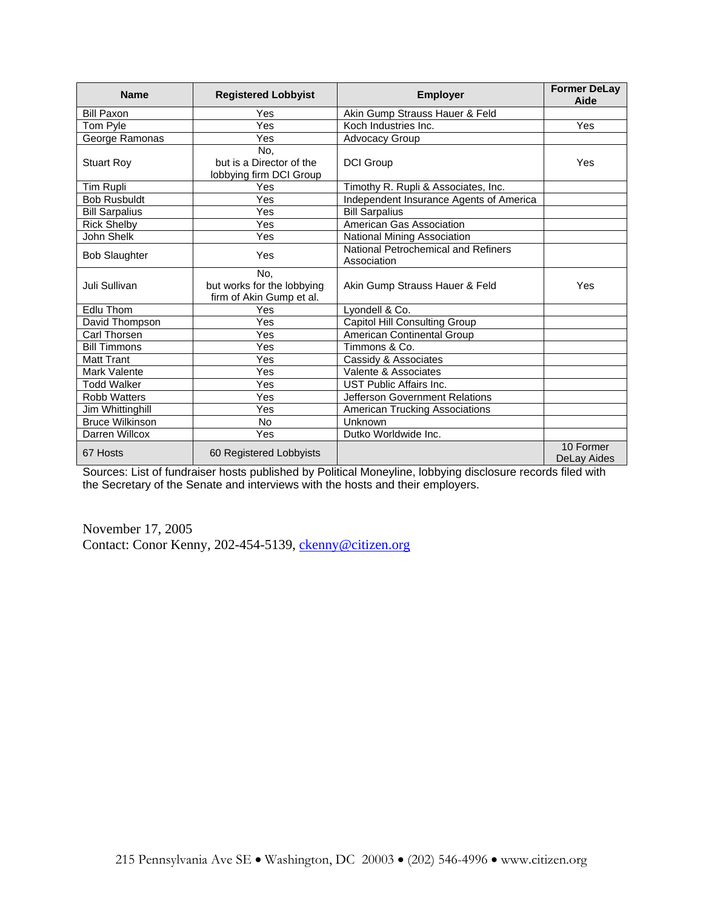| Name | Registered Lobbyist | Employer | Former DeLay Aide |
|---|---|---|---|
| Bill Paxon | Yes | Akin Gump Strauss Hauer & Feld | |
| Tom Pyle | Yes | Koch Industries Inc. | Yes |
| George Ramonas | Yes | Advocacy Group | |
| Stuart Roy | No, but is a Director of the lobbying firm DCI Group | DCI Group | Yes |
| Tim Rupli | Yes | Timothy R. Rupli & Associates, Inc. | |
| Bob Rusbuldt | Yes | Independent Insurance Agents of America | |
| Bill Sarpalius | Yes | Bill Sarpalius | |
| Rick Shelby | Yes | American Gas Association | |
| John Shelk | Yes | National Mining Association | |
| Bob Slaughter | Yes | National Petrochemical and Refiners Association | |
| Juli Sullivan | No, but works for the lobbying firm of Akin Gump et al. | Akin Gump Strauss Hauer & Feld | Yes |
| Edlu Thom | Yes | Lyondell & Co. | |
| David Thompson | Yes | Capitol Hill Consulting Group | |
| Carl Thorsen | Yes | American Continental Group | |
| Bill Timmons | Yes | Timmons & Co. | |
| Matt Trant | Yes | Cassidy & Associates | |
| Mark Valente | Yes | Valente & Associates | |
| Todd Walker | Yes | UST Public Affairs Inc. | |
| Robb Watters | Yes | Jefferson Government Relations | |
| Jim Whittinghill | Yes | American Trucking Associations | |
| Bruce Wilkinson | No | Unknown | |
| Darren Willcox | Yes | Dutko Worldwide Inc. | |
| 67 Hosts | 60 Registered Lobbyists | | 10 Former DeLay Aides |

Sources: List of fundraiser hosts published by Political Moneyline, lobbying disclosure records filed with the Secretary of the Senate and interviews with the hosts and their employers.

November 17, 2005
Contact: Conor Kenny, 202-454-5139, ckenny@citizen.org

215 Pennsylvania Ave SE • Washington, DC 20003 • (202) 546-4996 • www.citizen.org